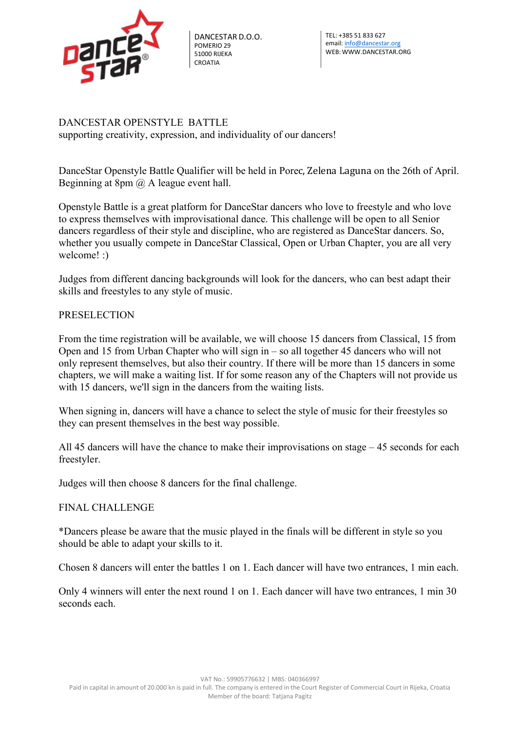DANCESTAR D.O.O.
POMERIO 29
51000 RIJEKA
CROATIA

TEL: +385 51 833 627
email: info@dancestar.org
WEB: WWW.DANCESTAR.ORG

# DANCESTAR OPENSTYLE BATTLE

supporting creativity, expression, and individuality of our dancers!

DanceStar Openstyle Battle Qualifier will be held in Porec, Zelena Laguna on the 26th of April. Beginning at 8pm @ A league event hall.

Openstyle Battle is a great platform for DanceStar dancers who love to freestyle and who love to express themselves with improvisational dance. This challenge will be open to all Senior dancers regardless of their style and discipline, who are registered as DanceStar dancers. So, whether you usually compete in DanceStar Classical, Open or Urban Chapter, you are all very welcome! :)

Judges from different dancing backgrounds will look for the dancers, who can best adapt their skills and freestyles to any style of music.

## PRESELECTION

From the time registration will be available, we will choose 15 dancers from Classical, 15 from Open and 15 from Urban Chapter who will sign in – so all together 45 dancers who will not only represent themselves, but also their country. If there will be more than 15 dancers in some chapters, we will make a waiting list. If for some reason any of the Chapters will not provide us with 15 dancers, we'll sign in the dancers from the waiting lists.

When signing in, dancers will have a chance to select the style of music for their freestyles so they can present themselves in the best way possible.

All 45 dancers will have the chance to make their improvisations on stage – 45 seconds for each freestyler.

Judges will then choose 8 dancers for the final challenge.

## FINAL CHALLENGE

*Dancers please be aware that the music played in the finals will be different in style so you should be able to adapt your skills to it.

Chosen 8 dancers will enter the battles 1 on 1. Each dancer will have two entrances, 1 min each.

Only 4 winners will enter the next round 1 on 1. Each dancer will have two entrances, 1 min 30 seconds each.

VAT No.: 59905776632 | MBS: 040366997
Paid in capital in amount of 20.000 kn is paid in full. The company is entered in the Court Register of Commercial Court in Rijeka, Croatia
Member of the board: Tatjana Pagitz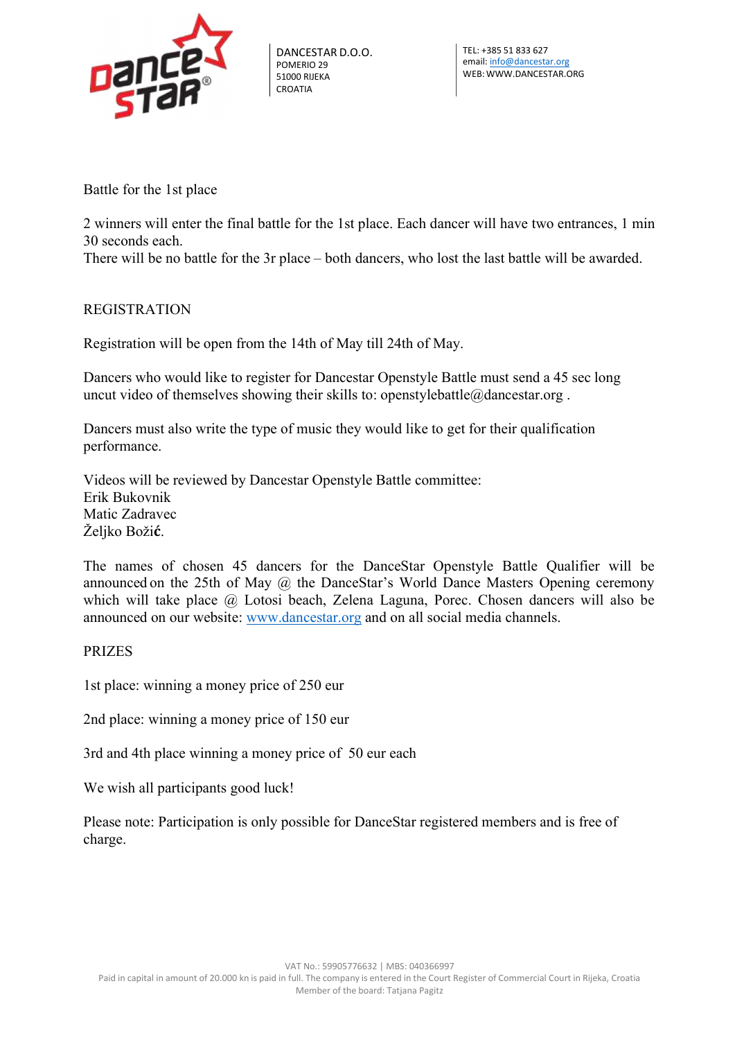Battle for the 1st place

2 winners will enter the final battle for the 1st place. Each dancer will have two entrances, 1 min 30 seconds each.
There will be no battle for the 3r place – both dancers, who lost the last battle will be awarded.

## REGISTRATION

Registration will be open from the 14th of May till 24th of May.

Dancers who would like to register for Dancestar Openstyle Battle must send a 45 sec long uncut video of themselves showing their skills to: openstylebattle@dancestar.org .

Dancers must also write the type of music they would like to get for their qualification performance.

Videos will be reviewed by Dancestar Openstyle Battle committee:
Erik Bukovnik
Matic Zadravec
Željko Božić.

The names of chosen 45 dancers for the DanceStar Openstyle Battle Qualifier will be announced on the 25th of May @ the DanceStar's World Dance Masters Opening ceremony which will take place @ Lotosi beach, Zelena Laguna, Porec. Chosen dancers will also be announced on our website: [www.dancestar.org](http://www.dancestar.org) and on all social media channels.

## PRIZES

1st place: winning a money price of 250 eur

2nd place: winning a money price of 150 eur

3rd and 4th place winning a money price of 50 eur each

We wish all participants good luck!

Please note: Participation is only possible for DanceStar registered members and is free of charge.